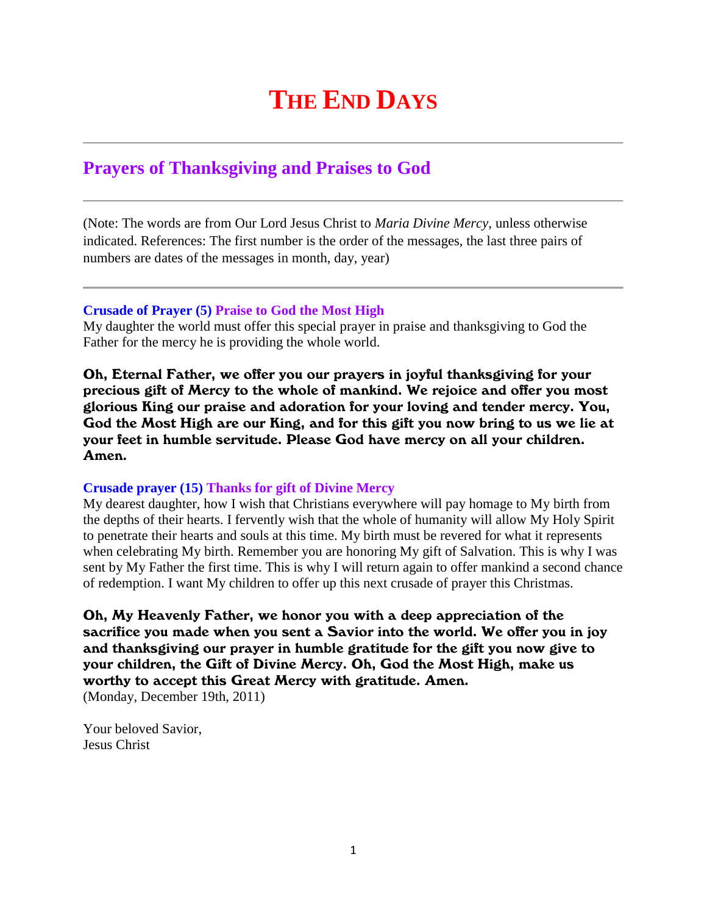# THE END DAYS

---

## Prayers of Thanksgiving and Praises to God

---

(Note: The words are from Our Lord Jesus Christ to *Maria Divine Mercy*, unless otherwise indicated. References: The first number is the order of the messages, the last three pairs of numbers are dates of the messages in month, day, year)

---

**Crusade of Prayer (5) Praise to God the Most High**
My daughter the world must offer this special prayer in praise and thanksgiving to God the Father for the mercy he is providing the whole world.

**Oh, Eternal Father, we offer you our prayers in joyful thanksgiving for your precious gift of Mercy to the whole of mankind. We rejoice and offer you most glorious King our praise and adoration for your loving and tender mercy. You, God the Most High are our King, and for this gift you now bring to us we lie at your feet in humble servitude. Please God have mercy on all your children. Amen.**

**Crusade prayer (15) Thanks for gift of Divine Mercy**
My dearest daughter, how I wish that Christians everywhere will pay homage to My birth from the depths of their hearts. I fervently wish that the whole of humanity will allow My Holy Spirit to penetrate their hearts and souls at this time. My birth must be revered for what it represents when celebrating My birth. Remember you are honoring My gift of Salvation. This is why I was sent by My Father the first time. This is why I will return again to offer mankind a second chance of redemption. I want My children to offer up this next crusade of prayer this Christmas.

**Oh, My Heavenly Father, we honor you with a deep appreciation of the sacrifice you made when you sent a Savior into the world. We offer you in joy and thanksgiving our prayer in humble gratitude for the gift you now give to your children, the Gift of Divine Mercy. Oh, God the Most High, make us worthy to accept this Great Mercy with gratitude. Amen.**
(Monday, December 19th, 2011)

Your beloved Savior,
Jesus Christ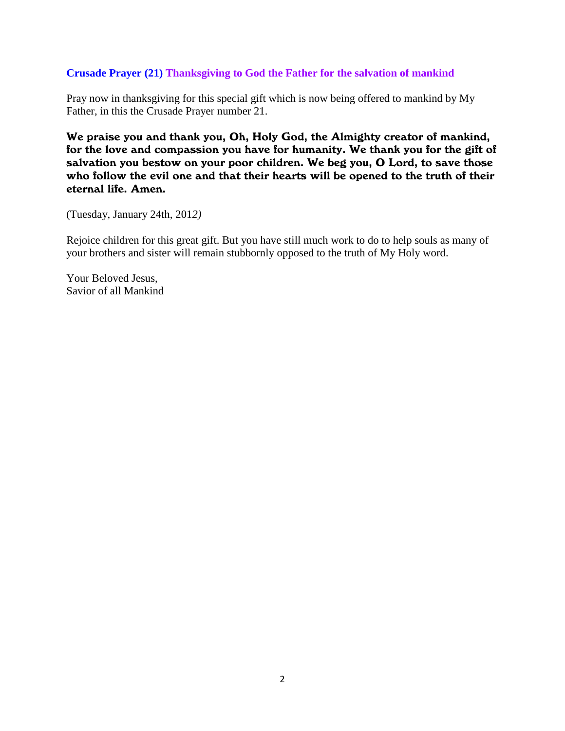### **Crusade Prayer (21) Thanksgiving to God the Father for the salvation of mankind**

Pray now in thanksgiving for this special gift which is now being offered to mankind by My Father, in this the Crusade Prayer number 21.

**We praise you and thank you, Oh, Holy God, the Almighty creator of mankind, for the love and compassion you have for humanity. We thank you for the gift of salvation you bestow on your poor children. We beg you, O Lord, to save those who follow the evil one and that their hearts will be opened to the truth of their eternal life. Amen.**

(Tuesday, January 24th, 2012)

Rejoice children for this great gift. But you have still much work to do to help souls as many of your brothers and sister will remain stubbornly opposed to the truth of My Holy word.

Your Beloved Jesus,
Savior of all Mankind